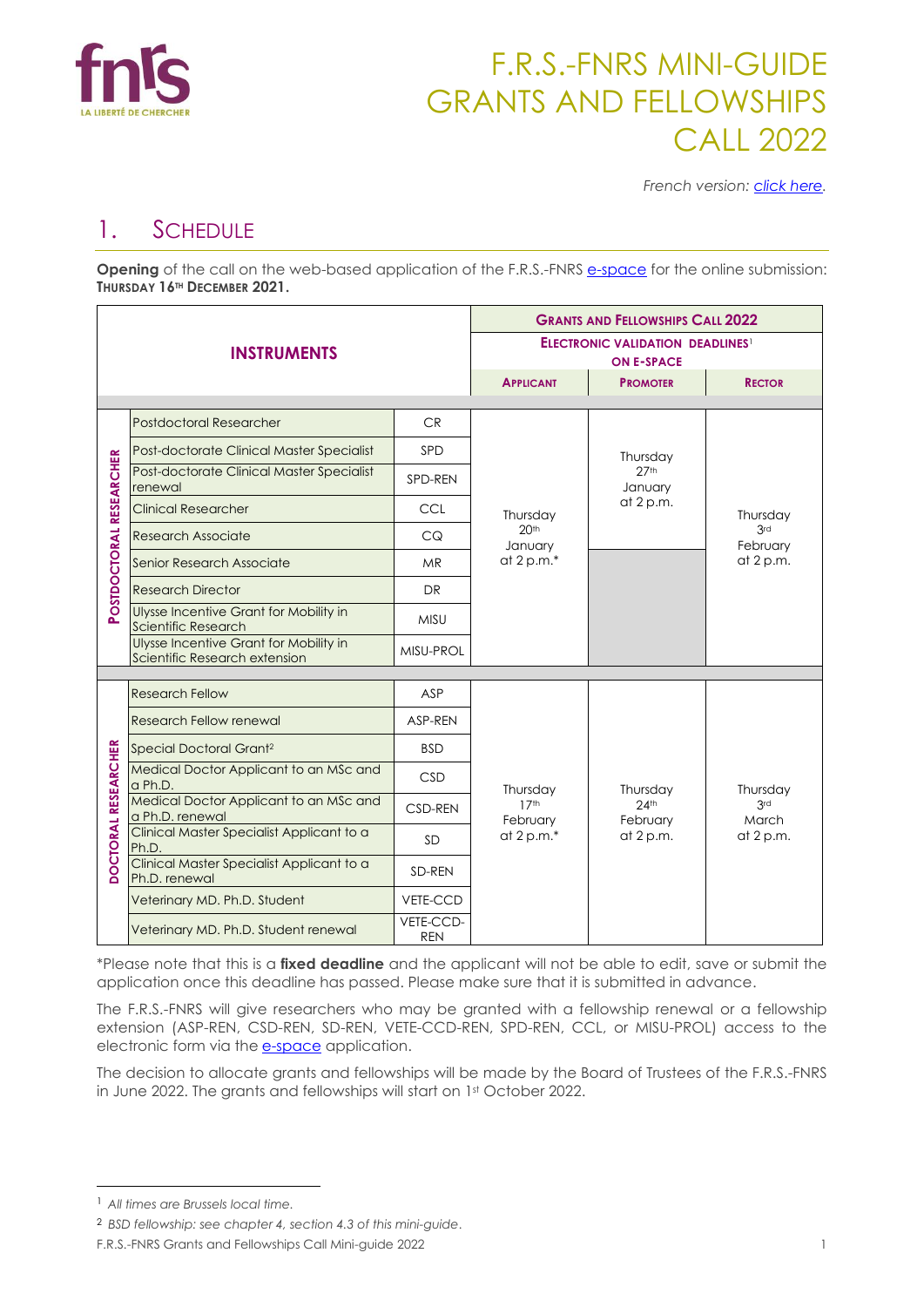# F.R.S.-FNRS MINI-GUIDE GRANTS AND FELLOWSHIPS CALL 2022

*French version: click here.*

## 1. Schedule

**Opening** of the call on the web-based application of the F.R.S.-FNRS e-space for the online submission: **THURSDAY 16TH DECEMBER 2021.**

| INSTRUMENTS | | | GRANTS AND FELLOWSHIPS CALL 2022 – ELECTRONIC VALIDATION DEADLINES[1] ON E-SPACE | | |
|---|---|---|---|---|---|
| | | | APPLICANT | PROMOTER | RECTOR |
| POSTDOCTORAL RESEARCHER | Postdoctoral Researcher | CR | Thursday 20th January at 2 p.m.* | Thursday 27th January at 2 p.m. | Thursday 3rd February at 2 p.m. |
| | Post-doctorate Clinical Master Specialist | SPD | | | |
| | Post-doctorate Clinical Master Specialist renewal | SPD-REN | | | |
| | Clinical Researcher | CCL | | | |
| | Research Associate | CQ | | | |
| | Senior Research Associate | MR | | | |
| | Research Director | DR | | | |
| | Ulysse Incentive Grant for Mobility in Scientific Research | MISU | | | |
| | Ulysse Incentive Grant for Mobility in Scientific Research extension | MISU-PROL | | | |
| DOCTORAL RESEARCHER | Research Fellow | ASP | Thursday 17th February at 2 p.m.* | Thursday 24th February at 2 p.m. | Thursday 3rd March at 2 p.m. |
| | Research Fellow renewal | ASP-REN | | | |
| | Special Doctoral Grant[2] | BSD | | | |
| | Medical Doctor Applicant to an MSc and a Ph.D. | CSD | | | |
| | Medical Doctor Applicant to an MSc and a Ph.D. renewal | CSD-REN | | | |
| | Clinical Master Specialist Applicant to a Ph.D. | SD | | | |
| | Clinical Master Specialist Applicant to a Ph.D. renewal | SD-REN | | | |
| | Veterinary MD. Ph.D. Student | VETE-CCD | | | |
| | Veterinary MD. Ph.D. Student renewal | VETE-CCD-REN | | | |

*Please note that this is a **fixed deadline** and the applicant will not be able to edit, save or submit the application once this deadline has passed. Please make sure that it is submitted in advance.

The F.R.S.-FNRS will give researchers who may be granted with a fellowship renewal or a fellowship extension (ASP-REN, CSD-REN, SD-REN, VETE-CCD-REN, SPD-REN, CCL, or MISU-PROL) access to the electronic form via the e-space application.

The decision to allocate grants and fellowships will be made by the Board of Trustees of the F.R.S.-FNRS in June 2022. The grants and fellowships will start on 1st October 2022.

[1] *All times are Brussels local time.*

[2] *BSD fellowship: see chapter 4, section 4.3 of this mini-guide.*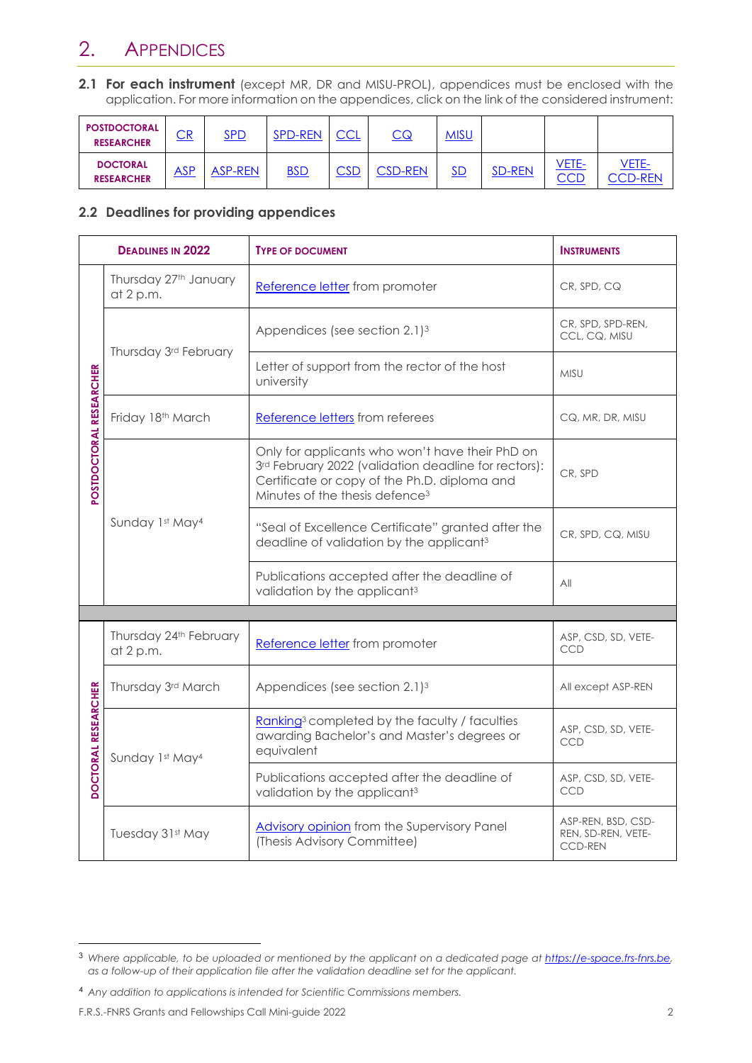# 2. Appendices

**2.1 For each instrument** (except MR, DR and MISU-PROL), appendices must be enclosed with the application. For more information on the appendices, click on the link of the considered instrument:

| | | | | | | | | | |
|---|---|---|---|---|---|---|---|---|---|
| **POSTDOCTORAL RESEARCHER** | CR | SPD | SPD-REN | CCL | CQ | MISU | | | |
| **DOCTORAL RESEARCHER** | ASP | ASP-REN | BSD | CSD | CSD-REN | SD | SD-REN | VETE-CCD | VETE-CCD-REN |

## 2.2 Deadlines for providing appendices

| | Deadlines in 2022 | Type of document | Instruments |
|---|---|---|---|
| **POSTDOCTORAL RESEARCHER** | Thursday 27th January at 2 p.m. | Reference letter from promoter | CR, SPD, CQ |
| | Thursday 3rd February | Appendices (see section 2.1)[3] | CR, SPD, SPD-REN, CCL, CQ, MISU |
| | | Letter of support from the rector of the host university | MISU |
| | Friday 18th March | Reference letters from referees | CQ, MR, DR, MISU |
| | Sunday 1st May[4] | Only for applicants who won't have their PhD on 3rd February 2022 (validation deadline for rectors): Certificate or copy of the Ph.D. diploma and Minutes of the thesis defence[3] | CR, SPD |
| | | "Seal of Excellence Certificate" granted after the deadline of validation by the applicant[3] | CR, SPD, CQ, MISU |
| | | Publications accepted after the deadline of validation by the applicant[3] | All |
| **DOCTORAL RESEARCHER** | Thursday 24th February at 2 p.m. | Reference letter from promoter | ASP, CSD, SD, VETE-CCD |
| | Thursday 3rd March | Appendices (see section 2.1)[3] | All except ASP-REN |
| | Sunday 1st May[4] | Ranking[3] completed by the faculty / faculties awarding Bachelor's and Master's degrees or equivalent | ASP, CSD, SD, VETE-CCD |
| | | Publications accepted after the deadline of validation by the applicant[3] | ASP, CSD, SD, VETE-CCD |
| | Tuesday 31st May | Advisory opinion from the Supervisory Panel (Thesis Advisory Committee) | ASP-REN, BSD, CSD-REN, SD-REN, VETE-CCD-REN |

[3] *Where applicable, to be uploaded or mentioned by the applicant on a dedicated page at https://e-space.frs-fnrs.be, as a follow-up of their application file after the validation deadline set for the applicant.*

[4] *Any addition to applications is intended for Scientific Commissions members.*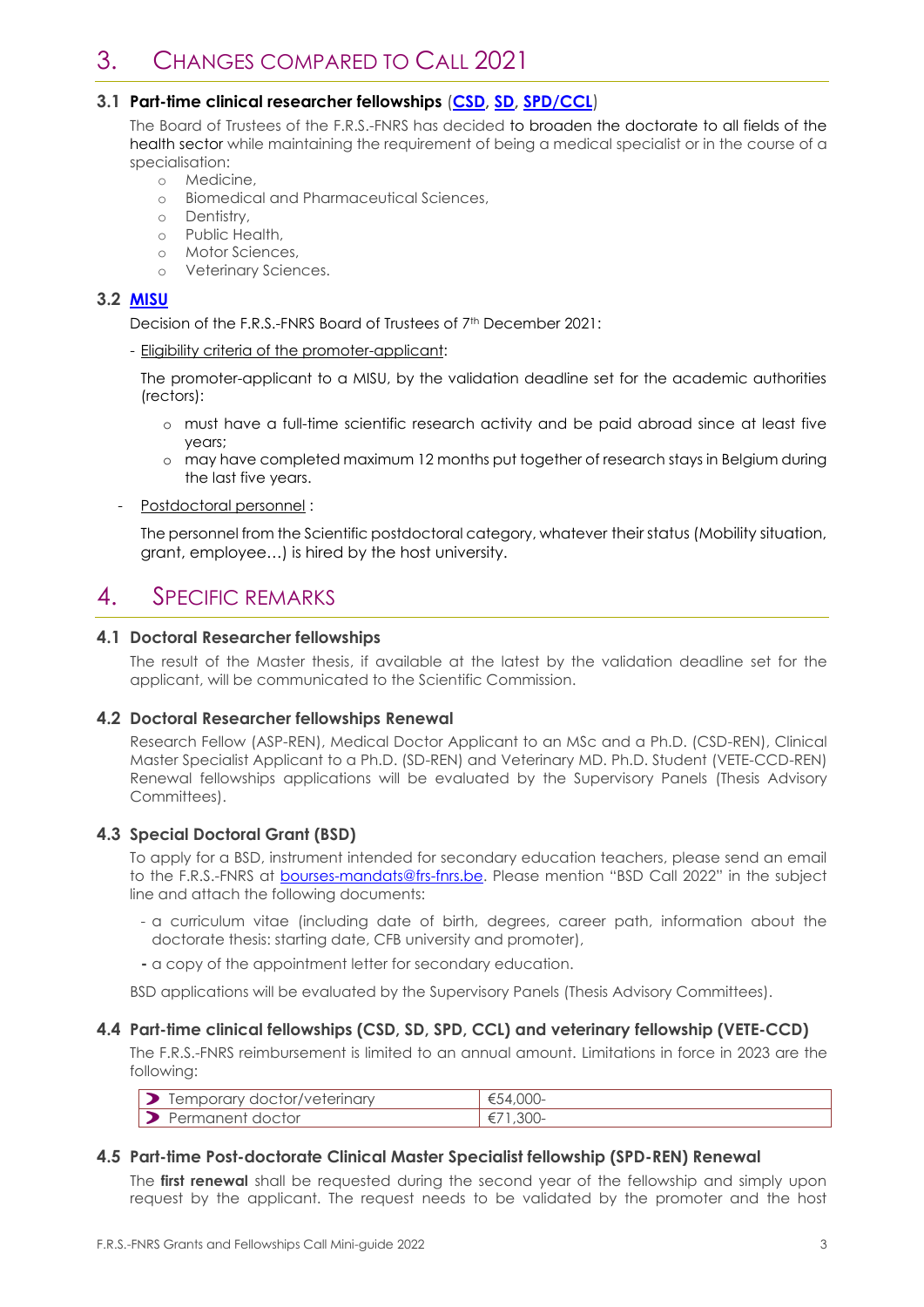# 3. Changes compared to Call 2021

## 3.1 Part-time clinical researcher fellowships (CSD, SD, SPD/CCL)

The Board of Trustees of the F.R.S.-FNRS has decided to broaden the doctorate to all fields of the health sector while maintaining the requirement of being a medical specialist or in the course of a specialisation:

- Medicine,
- Biomedical and Pharmaceutical Sciences,
- Dentistry,
- Public Health,
- Motor Sciences,
- Veterinary Sciences.

## 3.2 MISU

Decision of the F.R.S.-FNRS Board of Trustees of 7th December 2021:

- Eligibility criteria of the promoter-applicant:

  The promoter-applicant to a MISU, by the validation deadline set for the academic authorities (rectors):

  - must have a full-time scientific research activity and be paid abroad since at least five years;
  - may have completed maximum 12 months put together of research stays in Belgium during the last five years.

- Postdoctoral personnel :

  The personnel from the Scientific postdoctoral category, whatever their status (Mobility situation, grant, employee…) is hired by the host university.

# 4. Specific remarks

## 4.1 Doctoral Researcher fellowships

The result of the Master thesis, if available at the latest by the validation deadline set for the applicant, will be communicated to the Scientific Commission.

## 4.2 Doctoral Researcher fellowships Renewal

Research Fellow (ASP-REN), Medical Doctor Applicant to an MSc and a Ph.D. (CSD-REN), Clinical Master Specialist Applicant to a Ph.D. (SD-REN) and Veterinary MD. Ph.D. Student (VETE-CCD-REN) Renewal fellowships applications will be evaluated by the Supervisory Panels (Thesis Advisory Committees).

## 4.3 Special Doctoral Grant (BSD)

To apply for a BSD, instrument intended for secondary education teachers, please send an email to the F.R.S.-FNRS at bourses-mandats@frs-fnrs.be. Please mention "BSD Call 2022" in the subject line and attach the following documents:

- a curriculum vitae (including date of birth, degrees, career path, information about the doctorate thesis: starting date, CFB university and promoter),
- a copy of the appointment letter for secondary education.

BSD applications will be evaluated by the Supervisory Panels (Thesis Advisory Committees).

## 4.4 Part-time clinical fellowships (CSD, SD, SPD, CCL) and veterinary fellowship (VETE-CCD)

The F.R.S.-FNRS reimbursement is limited to an annual amount. Limitations in force in 2023 are the following:

| | |
|---|---|
| Temporary doctor/veterinary | €54,000- |
| Permanent doctor | €71,300- |

## 4.5 Part-time Post-doctorate Clinical Master Specialist fellowship (SPD-REN) Renewal

The **first renewal** shall be requested during the second year of the fellowship and simply upon request by the applicant. The request needs to be validated by the promoter and the host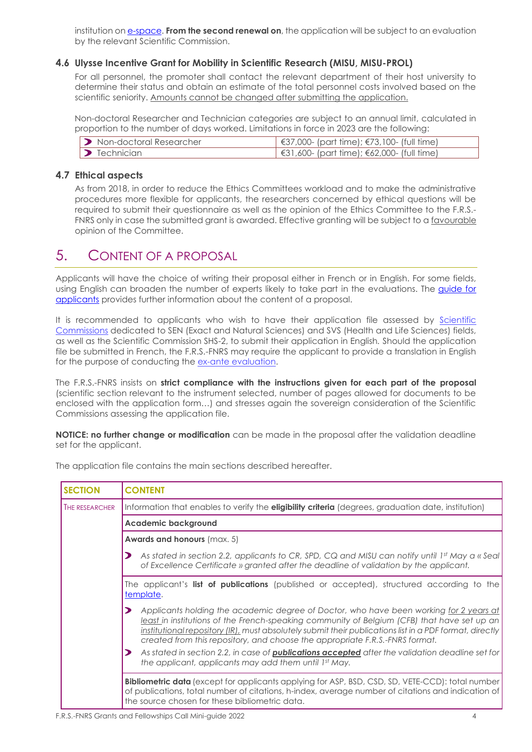institution on e-space. **From the second renewal on**, the application will be subject to an evaluation by the relevant Scientific Commission.

### 4.6 Ulysse Incentive Grant for Mobility in Scientific Research (MISU, MISU-PROL)

For all personnel, the promoter shall contact the relevant department of their host university to determine their status and obtain an estimate of the total personnel costs involved based on the scientific seniority. Amounts cannot be changed after submitting the application.

Non-doctoral Researcher and Technician categories are subject to an annual limit, calculated in proportion to the number of days worked. Limitations in force in 2023 are the following:

| | |
|---|---|
| Non-doctoral Researcher | €37,000- (part time); €73,100- (full time) |
| Technician | €31,600- (part time); €62,000- (full time) |

### 4.7 Ethical aspects

As from 2018, in order to reduce the Ethics Committees workload and to make the administrative procedures more flexible for applicants, the researchers concerned by ethical questions will be required to submit their questionnaire as well as the opinion of the Ethics Committee to the F.R.S.-FNRS only in case the submitted grant is awarded. Effective granting will be subject to a favourable opinion of the Committee.

## 5. Content of a proposal

Applicants will have the choice of writing their proposal either in French or in English. For some fields, using English can broaden the number of experts likely to take part in the evaluations. The guide for applicants provides further information about the content of a proposal.

It is recommended to applicants who wish to have their application file assessed by Scientific Commissions dedicated to SEN (Exact and Natural Sciences) and SVS (Health and Life Sciences) fields, as well as the Scientific Commission SHS-2, to submit their application in English. Should the application file be submitted in French, the F.R.S.-FNRS may require the applicant to provide a translation in English for the purpose of conducting the ex-ante evaluation.

The F.R.S.-FNRS insists on **strict compliance with the instructions given for each part of the proposal** (scientific section relevant to the instrument selected, number of pages allowed for documents to be enclosed with the application form…) and stresses again the sovereign consideration of the Scientific Commissions assessing the application file.

**NOTICE: no further change or modification** can be made in the proposal after the validation deadline set for the applicant.

The application file contains the main sections described hereafter.

| SECTION | CONTENT |
|---|---|
| THE RESEARCHER | Information that enables to verify the **eligibility criteria** (degrees, graduation date, institution) |
| | **Academic background** |
| | **Awards and honours** (max. 5)<br>• *As stated in section 2.2, applicants to CR, SPD, CQ and MISU can notify until 1st May a « Seal of Excellence Certificate » granted after the deadline of validation by the applicant.* |
| | The applicant's **list of publications** (published or accepted), structured according to the template.<br>• *Applicants holding the academic degree of Doctor, who have been working for 2 years at least in institutions of the French-speaking community of Belgium (CFB) that have set up an institutional repository (IR), must absolutely submit their publications list in a PDF format, directly created from this repository, and choose the appropriate F.R.S.-FNRS format.*<br>• *As stated in section 2.2, in case of **publications accepted** after the validation deadline set for the applicant, applicants may add them until 1st May.* |
| | **Bibliometric data** (except for applicants applying for ASP, BSD, CSD, SD, VETE-CCD): total number of publications, total number of citations, h-index, average number of citations and indication of the source chosen for these bibliometric data. |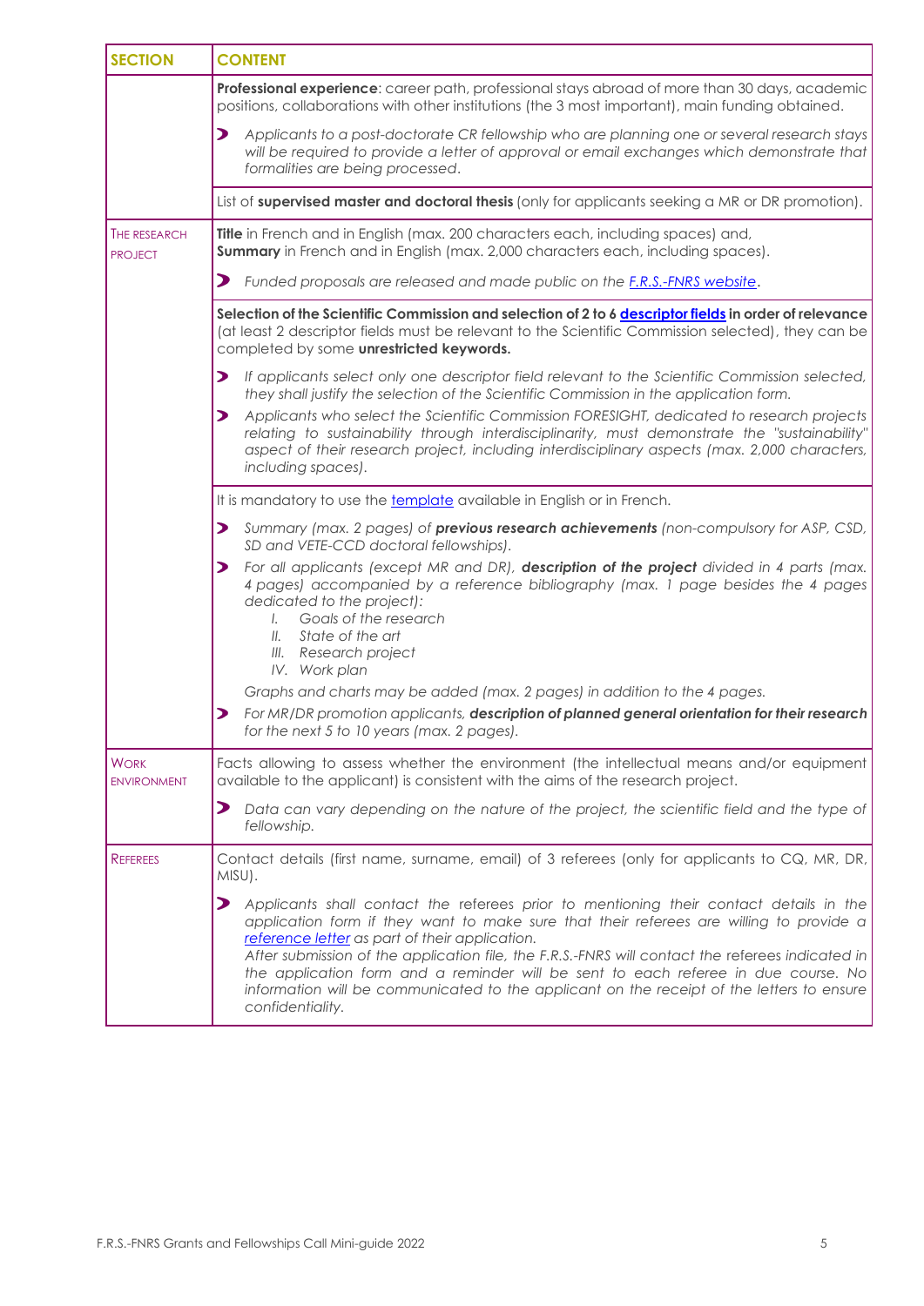| SECTION | CONTENT |
|---|---|
| | **Professional experience**: career path, professional stays abroad of more than 30 days, academic positions, collaborations with other institutions (the 3 most important), main funding obtained.<br><br>➤ *Applicants to a post-doctorate CR fellowship who are planning one or several research stays will be required to provide a letter of approval or email exchanges which demonstrate that formalities are being processed.* |
| | List of **supervised master and doctoral thesis** (only for applicants seeking a MR or DR promotion). |
| THE RESEARCH PROJECT | **Title** in French and in English (max. 200 characters each, including spaces) and,<br>**Summary** in French and in English (max. 2,000 characters each, including spaces).<br><br>➤ *Funded proposals are released and made public on the F.R.S.-FNRS website.* |
| | **Selection of the Scientific Commission and selection of 2 to 6 descriptor fields in order of relevance** (at least 2 descriptor fields must be relevant to the Scientific Commission selected), they can be completed by some **unrestricted keywords.**<br><br>➤ *If applicants select only one descriptor field relevant to the Scientific Commission selected, they shall justify the selection of the Scientific Commission in the application form.*<br>➤ *Applicants who select the Scientific Commission FORESIGHT, dedicated to research projects relating to sustainability through interdisciplinarity, must demonstrate the "sustainability" aspect of their research project, including interdisciplinary aspects (max. 2,000 characters, including spaces).* |
| | It is mandatory to use the template available in English or in French.<br><br>➤ *Summary (max. 2 pages) of **previous research achievements** (non-compulsory for ASP, CSD, SD and VETE-CCD doctoral fellowships).*<br>➤ *For all applicants (except MR and DR), **description of the project** divided in 4 parts (max. 4 pages) accompanied by a reference bibliography (max. 1 page besides the 4 pages dedicated to the project):*<br>*I. Goals of the research*<br>*II. State of the art*<br>*III. Research project*<br>*IV. Work plan*<br>*Graphs and charts may be added (max. 2 pages) in addition to the 4 pages.*<br>➤ *For MR/DR promotion applicants, **description of planned general orientation for their research** for the next 5 to 10 years (max. 2 pages).* |
| WORK ENVIRONMENT | Facts allowing to assess whether the environment (the intellectual means and/or equipment available to the applicant) is consistent with the aims of the research project.<br><br>➤ *Data can vary depending on the nature of the project, the scientific field and the type of fellowship.* |
| REFEREES | Contact details (first name, surname, email) of 3 referees (only for applicants to CQ, MR, DR, MISU).<br><br>➤ *Applicants shall contact the referees prior to mentioning their contact details in the application form if they want to make sure that their referees are willing to provide a reference letter as part of their application.*<br>*After submission of the application file, the F.R.S.-FNRS will contact the referees indicated in the application form and a reminder will be sent to each referee in due course. No information will be communicated to the applicant on the receipt of the letters to ensure confidentiality.* |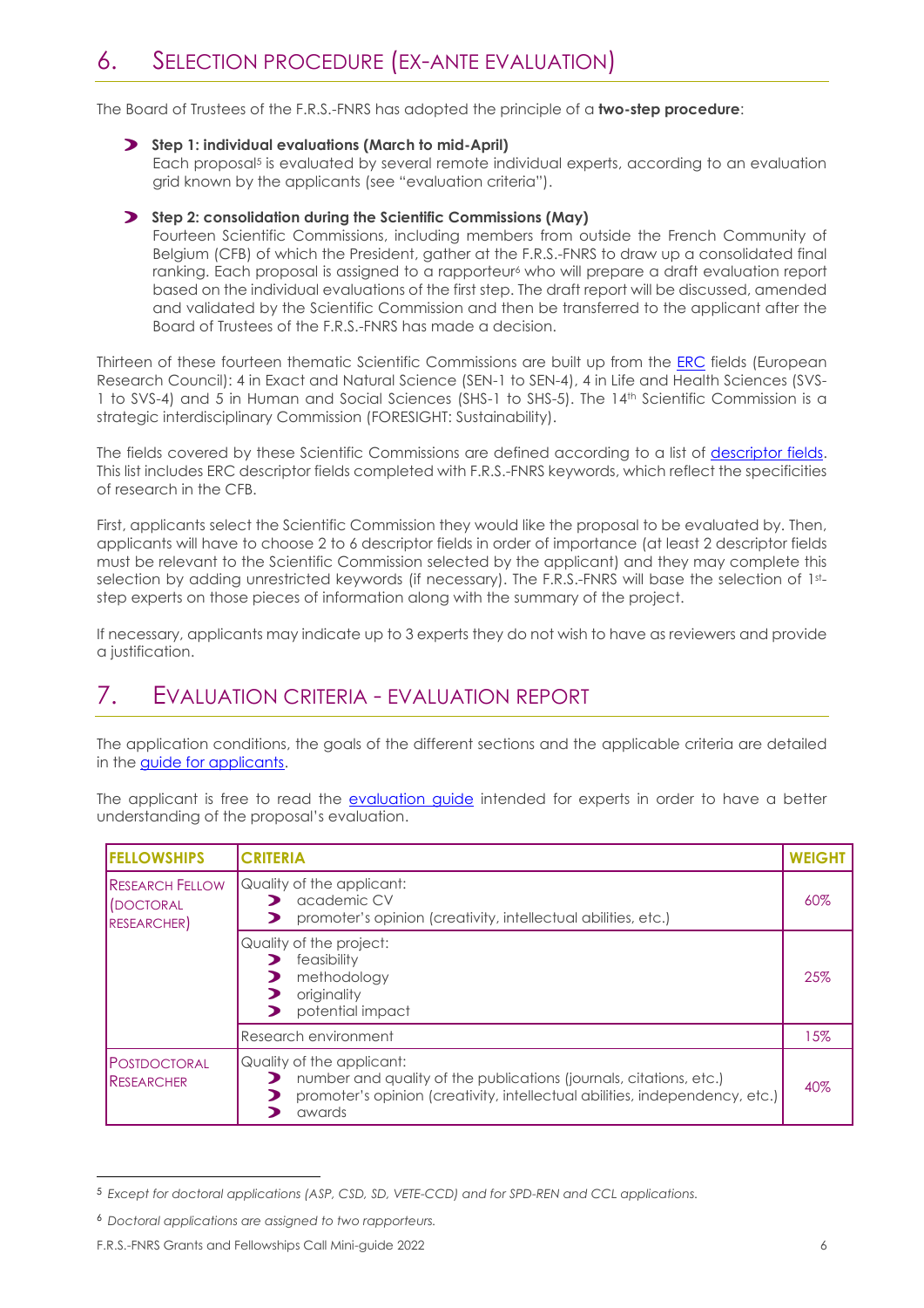# 6. Selection procedure (ex-ante evaluation)

The Board of Trustees of the F.R.S.-FNRS has adopted the principle of a **two-step procedure**:

- **Step 1: individual evaluations (March to mid-April)**
  Each proposal[5] is evaluated by several remote individual experts, according to an evaluation grid known by the applicants (see "evaluation criteria").

- **Step 2: consolidation during the Scientific Commissions (May)**
  Fourteen Scientific Commissions, including members from outside the French Community of Belgium (CFB) of which the President, gather at the F.R.S.-FNRS to draw up a consolidated final ranking. Each proposal is assigned to a rapporteur[6] who will prepare a draft evaluation report based on the individual evaluations of the first step. The draft report will be discussed, amended and validated by the Scientific Commission and then be transferred to the applicant after the Board of Trustees of the F.R.S.-FNRS has made a decision.

Thirteen of these fourteen thematic Scientific Commissions are built up from the ERC fields (European Research Council): 4 in Exact and Natural Science (SEN-1 to SEN-4), 4 in Life and Health Sciences (SVS-1 to SVS-4) and 5 in Human and Social Sciences (SHS-1 to SHS-5). The 14th Scientific Commission is a strategic interdisciplinary Commission (FORESIGHT: Sustainability).

The fields covered by these Scientific Commissions are defined according to a list of descriptor fields. This list includes ERC descriptor fields completed with F.R.S.-FNRS keywords, which reflect the specificities of research in the CFB.

First, applicants select the Scientific Commission they would like the proposal to be evaluated by. Then, applicants will have to choose 2 to 6 descriptor fields in order of importance (at least 2 descriptor fields must be relevant to the Scientific Commission selected by the applicant) and they may complete this selection by adding unrestricted keywords (if necessary). The F.R.S.-FNRS will base the selection of 1st-step experts on those pieces of information along with the summary of the project.

If necessary, applicants may indicate up to 3 experts they do not wish to have as reviewers and provide a justification.

# 7. Evaluation criteria - evaluation report

The application conditions, the goals of the different sections and the applicable criteria are detailed in the guide for applicants.

The applicant is free to read the evaluation guide intended for experts in order to have a better understanding of the proposal's evaluation.

| FELLOWSHIPS | CRITERIA | WEIGHT |
|---|---|---|
| Research Fellow (Doctoral researcher) | Quality of the applicant:<br>- academic CV<br>- promoter's opinion (creativity, intellectual abilities, etc.) | 60% |
| | Quality of the project:<br>- feasibility<br>- methodology<br>- originality<br>- potential impact | 25% |
| | Research environment | 15% |
| Postdoctoral Researcher | Quality of the applicant:<br>- number and quality of the publications (journals, citations, etc.)<br>- promoter's opinion (creativity, intellectual abilities, independency, etc.)<br>- awards | 40% |

[5] *Except for doctoral applications (ASP, CSD, SD, VETE-CCD) and for SPD-REN and CCL applications.*

[6] *Doctoral applications are assigned to two rapporteurs.*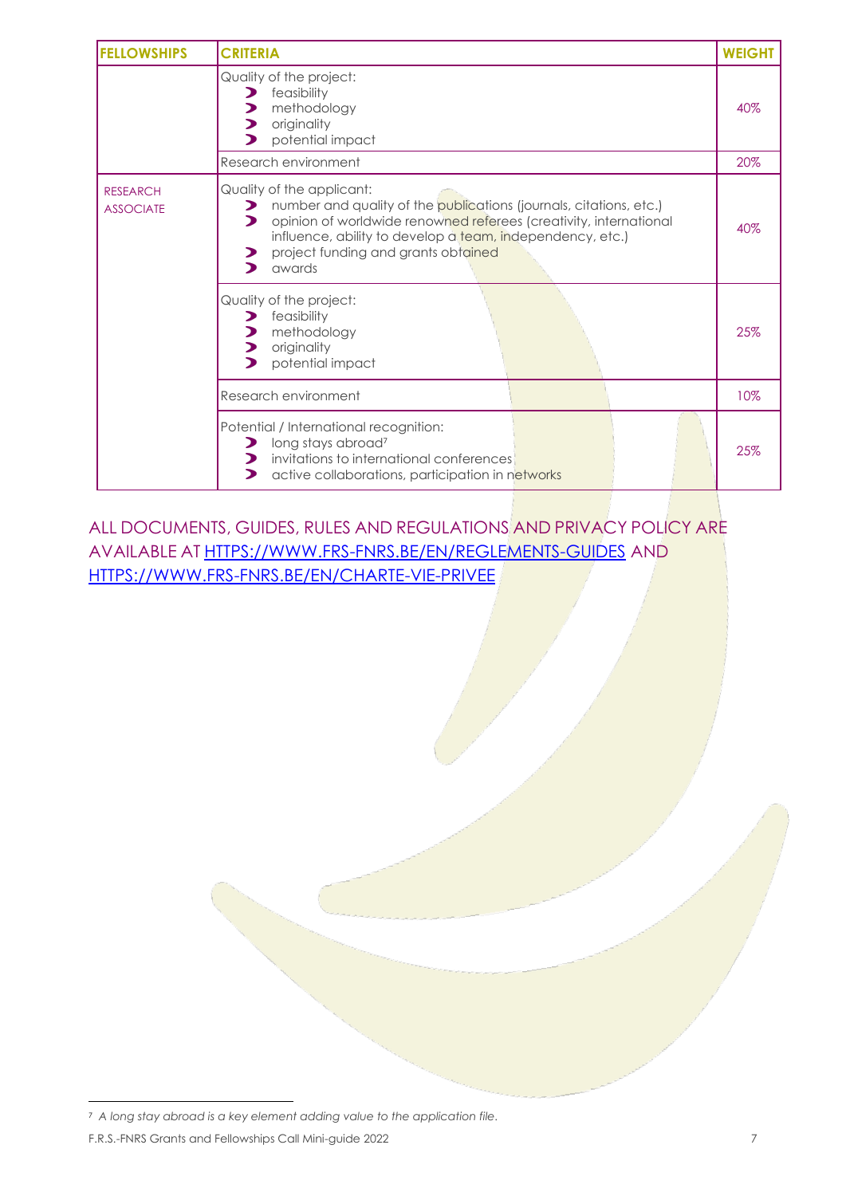| FELLOWSHIPS | CRITERIA | WEIGHT |
|---|---|---|
| | Quality of the project:<br>- feasibility<br>- methodology<br>- originality<br>- potential impact | 40% |
| | Research environment | 20% |
| RESEARCH ASSOCIATE | Quality of the applicant:<br>- number and quality of the publications (journals, citations, etc.)<br>- opinion of worldwide renowned referees (creativity, international influence, ability to develop a team, independency, etc.)<br>- project funding and grants obtained<br>- awards | 40% |
| | Quality of the project:<br>- feasibility<br>- methodology<br>- originality<br>- potential impact | 25% |
| | Research environment | 10% |
| | Potential / International recognition:<br>- long stays abroad[7]<br>- invitations to international conferences<br>- active collaborations, participation in networks | 25% |

ALL DOCUMENTS, GUIDES, RULES AND REGULATIONS AND PRIVACY POLICY ARE AVAILABLE AT [HTTPS://WWW.FRS-FNRS.BE/EN/REGLEMENTS-GUIDES](https://www.frs-fnrs.be/en/reglements-guides) AND [HTTPS://WWW.FRS-FNRS.BE/EN/CHARTE-VIE-PRIVEE](https://www.frs-fnrs.be/en/charte-vie-privee)

[7] *A long stay abroad is a key element adding value to the application file.*